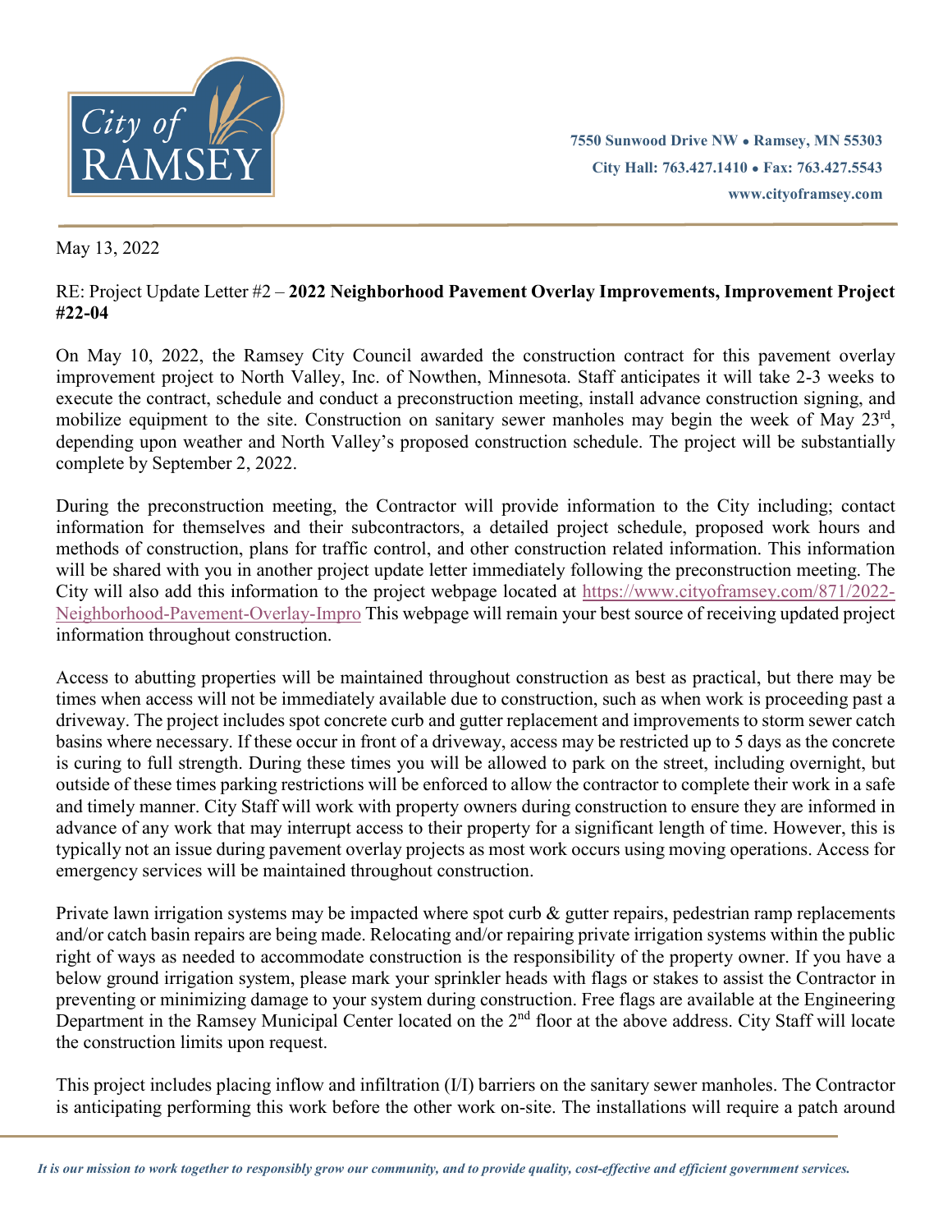7550 Sunwood Drive NW • Ramsey, MN 55303
City Hall: 763.427.1410 • Fax: 763.427.5543
www.cityofframsey.com

May 13, 2022

RE: Project Update Letter #2 – **2022 Neighborhood Pavement Overlay Improvements, Improvement Project #22-04**

On May 10, 2022, the Ramsey City Council awarded the construction contract for this pavement overlay improvement project to North Valley, Inc. of Nowthen, Minnesota. Staff anticipates it will take 2-3 weeks to execute the contract, schedule and conduct a preconstruction meeting, install advance construction signing, and mobilize equipment to the site. Construction on sanitary sewer manholes may begin the week of May 23rd, depending upon weather and North Valley's proposed construction schedule. The project will be substantially complete by September 2, 2022.

During the preconstruction meeting, the Contractor will provide information to the City including; contact information for themselves and their subcontractors, a detailed project schedule, proposed work hours and methods of construction, plans for traffic control, and other construction related information. This information will be shared with you in another project update letter immediately following the preconstruction meeting. The City will also add this information to the project webpage located at https://www.cityofframsey.com/871/2022-Neighborhood-Pavement-Overlay-Impro This webpage will remain your best source of receiving updated project information throughout construction.

Access to abutting properties will be maintained throughout construction as best as practical, but there may be times when access will not be immediately available due to construction, such as when work is proceeding past a driveway. The project includes spot concrete curb and gutter replacement and improvements to storm sewer catch basins where necessary. If these occur in front of a driveway, access may be restricted up to 5 days as the concrete is curing to full strength. During these times you will be allowed to park on the street, including overnight, but outside of these times parking restrictions will be enforced to allow the contractor to complete their work in a safe and timely manner. City Staff will work with property owners during construction to ensure they are informed in advance of any work that may interrupt access to their property for a significant length of time. However, this is typically not an issue during pavement overlay projects as most work occurs using moving operations. Access for emergency services will be maintained throughout construction.

Private lawn irrigation systems may be impacted where spot curb & gutter repairs, pedestrian ramp replacements and/or catch basin repairs are being made. Relocating and/or repairing private irrigation systems within the public right of ways as needed to accommodate construction is the responsibility of the property owner. If you have a below ground irrigation system, please mark your sprinkler heads with flags or stakes to assist the Contractor in preventing or minimizing damage to your system during construction. Free flags are available at the Engineering Department in the Ramsey Municipal Center located on the 2nd floor at the above address. City Staff will locate the construction limits upon request.

This project includes placing inflow and infiltration (I/I) barriers on the sanitary sewer manholes. The Contractor is anticipating performing this work before the other work on-site. The installations will require a patch around

*It is our mission to work together to responsibly grow our community, and to provide quality, cost-effective and efficient government services.*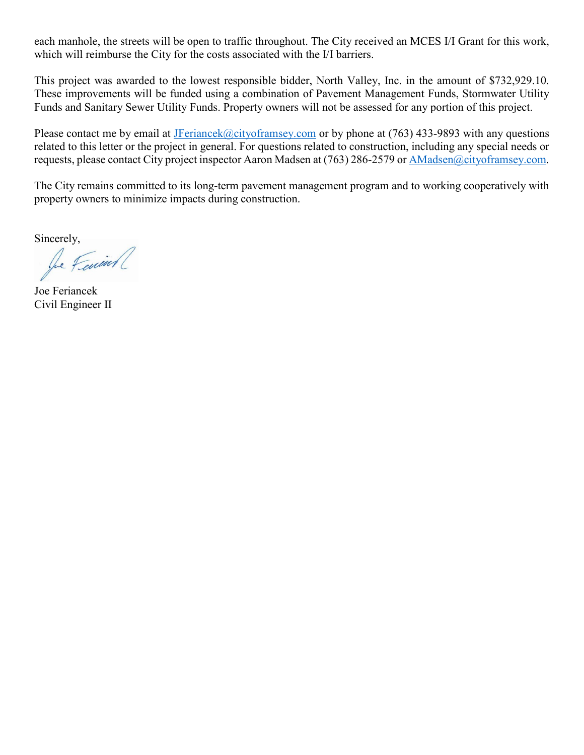each manhole, the streets will be open to traffic throughout. The City received an MCES I/I Grant for this work, which will reimburse the City for the costs associated with the I/I barriers.

This project was awarded to the lowest responsible bidder, North Valley, Inc. in the amount of $732,929.10. These improvements will be funded using a combination of Pavement Management Funds, Stormwater Utility Funds and Sanitary Sewer Utility Funds. Property owners will not be assessed for any portion of this project.

Please contact me by email at JFeriancek@cityoframsey.com or by phone at (763) 433-9893 with any questions related to this letter or the project in general. For questions related to construction, including any special needs or requests, please contact City project inspector Aaron Madsen at (763) 286-2579 or AMadsen@cityoframsey.com.

The City remains committed to its long-term pavement management program and to working cooperatively with property owners to minimize impacts during construction.

Sincerely,

Joe Feriancek
Civil Engineer II